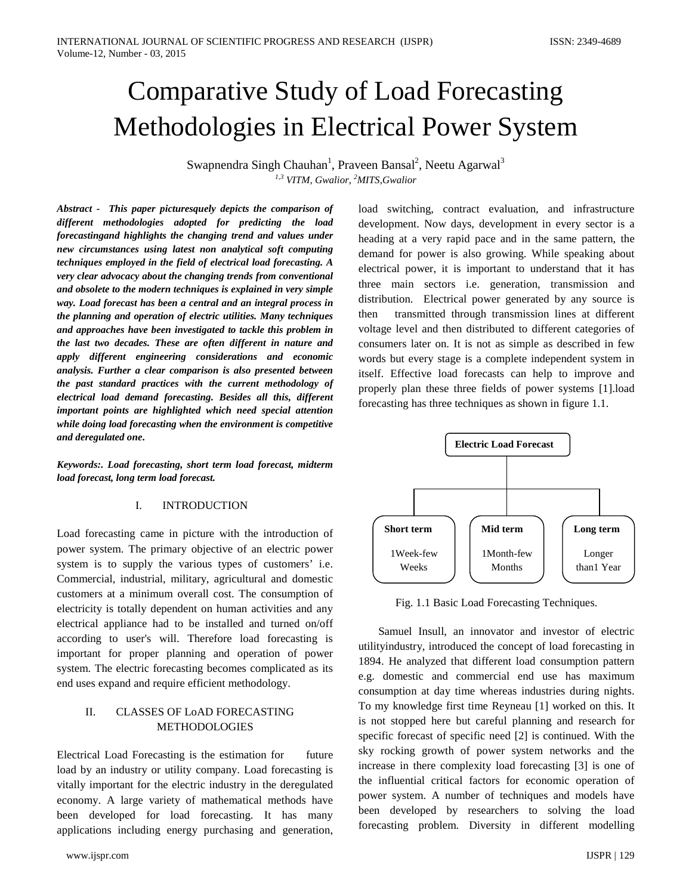# Comparative Study of Load Forecasting Methodologies in Electrical Power System

Swapnendra Singh Chauhan[1], Praveen Bansal[2], Neetu Agarwal[3]

[1,3] *VITM, Gwalior,* [2]*MITS,Gwalior*

***Abstract - This paper picturesquely depicts the comparison of different methodologies adopted for predicting the load forecastingand highlights the changing trend and values under new circumstances using latest non analytical soft computing techniques employed in the field of electrical load forecasting. A very clear advocacy about the changing trends from conventional and obsolete to the modern techniques is explained in very simple way. Load forecast has been a central and an integral process in the planning and operation of electric utilities. Many techniques and approaches have been investigated to tackle this problem in the last two decades. These are often different in nature and apply different engineering considerations and economic analysis. Further a clear comparison is also presented between the past standard practices with the current methodology of electrical load demand forecasting. Besides all this, different important points are highlighted which need special attention while doing load forecasting when the environment is competitive and deregulated one.***

***Keywords:. Load forecasting, short term load forecast, midterm load forecast, long term load forecast.***

## I. INTRODUCTION

Load forecasting came in picture with the introduction of power system. The primary objective of an electric power system is to supply the various types of customers' i.e. Commercial, industrial, military, agricultural and domestic customers at a minimum overall cost. The consumption of electricity is totally dependent on human activities and any electrical appliance had to be installed and turned on/off according to user's will. Therefore load forecasting is important for proper planning and operation of power system. The electric forecasting becomes complicated as its end uses expand and require efficient methodology.

## II. CLASSES OF LoAD FORECASTING METHODOLOGIES

Electrical Load Forecasting is the estimation for future load by an industry or utility company. Load forecasting is vitally important for the electric industry in the deregulated economy. A large variety of mathematical methods have been developed for load forecasting. It has many applications including energy purchasing and generation, load switching, contract evaluation, and infrastructure development. Now days, development in every sector is a heading at a very rapid pace and in the same pattern, the demand for power is also growing. While speaking about electrical power, it is important to understand that it has three main sectors i.e. generation, transmission and distribution. Electrical power generated by any source is then transmitted through transmission lines at different voltage level and then distributed to different categories of consumers later on. It is not as simple as described in few words but every stage is a complete independent system in itself. Effective load forecasts can help to improve and properly plan these three fields of power systems [1].load forecasting has three techniques as shown in figure 1.1.

Electric Load Forecast

- **Short term**: 1Week-few Weeks
- **Mid term**: 1Month-few Months
- **Long term**: Longer than1 Year

Fig. 1.1 Basic Load Forecasting Techniques.

Samuel Insull, an innovator and investor of electric utilityindustry, introduced the concept of load forecasting in 1894. He analyzed that different load consumption pattern e.g. domestic and commercial end use has maximum consumption at day time whereas industries during nights. To my knowledge first time Reyneau [1] worked on this. It is not stopped here but careful planning and research for specific forecast of specific need [2] is continued. With the sky rocking growth of power system networks and the increase in there complexity load forecasting [3] is one of the influential critical factors for economic operation of power system. A number of techniques and models have been developed by researchers to solving the load forecasting problem. Diversity in different modelling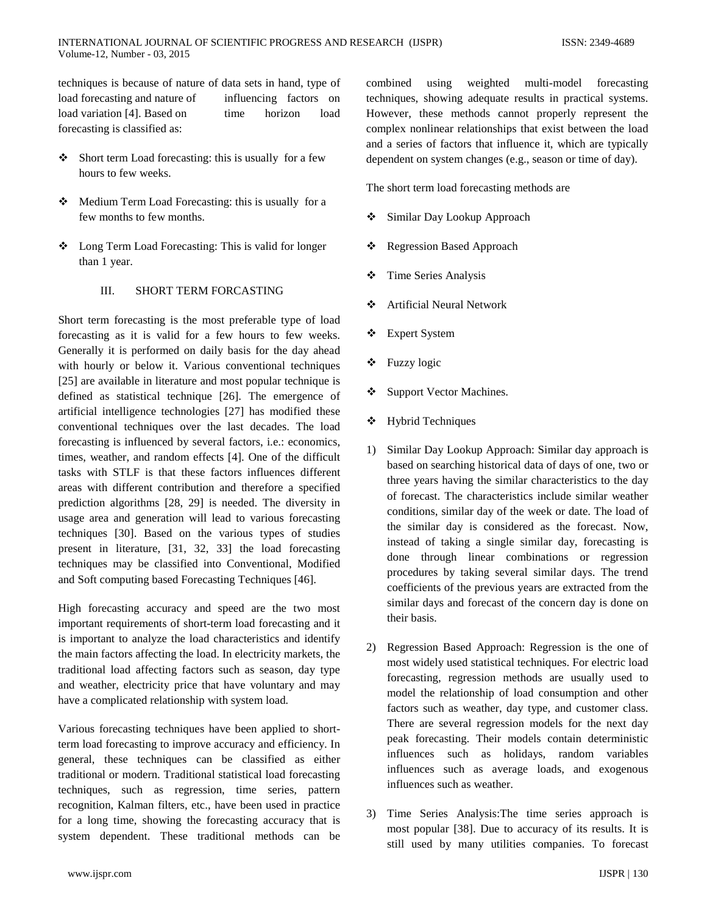techniques is because of nature of data sets in hand, type of load forecasting and nature of influencing factors on load variation [4]. Based on time horizon load forecasting is classified as:

- Short term Load forecasting: this is usually for a few hours to few weeks.
- Medium Term Load Forecasting: this is usually for a few months to few months.
- Long Term Load Forecasting: This is valid for longer than 1 year.

## III. SHORT TERM FORCASTING

Short term forecasting is the most preferable type of load forecasting as it is valid for a few hours to few weeks. Generally it is performed on daily basis for the day ahead with hourly or below it. Various conventional techniques [25] are available in literature and most popular technique is defined as statistical technique [26]. The emergence of artificial intelligence technologies [27] has modified these conventional techniques over the last decades. The load forecasting is influenced by several factors, i.e.: economics, times, weather, and random effects [4]. One of the difficult tasks with STLF is that these factors influences different areas with different contribution and therefore a specified prediction algorithms [28, 29] is needed. The diversity in usage area and generation will lead to various forecasting techniques [30]. Based on the various types of studies present in literature, [31, 32, 33] the load forecasting techniques may be classified into Conventional, Modified and Soft computing based Forecasting Techniques [46].

High forecasting accuracy and speed are the two most important requirements of short-term load forecasting and it is important to analyze the load characteristics and identify the main factors affecting the load. In electricity markets, the traditional load affecting factors such as season, day type and weather, electricity price that have voluntary and may have a complicated relationship with system load.

Various forecasting techniques have been applied to short-term load forecasting to improve accuracy and efficiency. In general, these techniques can be classified as either traditional or modern. Traditional statistical load forecasting techniques, such as regression, time series, pattern recognition, Kalman filters, etc., have been used in practice for a long time, showing the forecasting accuracy that is system dependent. These traditional methods can be combined using weighted multi-model forecasting techniques, showing adequate results in practical systems. However, these methods cannot properly represent the complex nonlinear relationships that exist between the load and a series of factors that influence it, which are typically dependent on system changes (e.g., season or time of day).

The short term load forecasting methods are

- Similar Day Lookup Approach
- Regression Based Approach
- Time Series Analysis
- Artificial Neural Network
- Expert System
- Fuzzy logic
- Support Vector Machines.
- Hybrid Techniques

1) Similar Day Lookup Approach: Similar day approach is based on searching historical data of days of one, two or three years having the similar characteristics to the day of forecast. The characteristics include similar weather conditions, similar day of the week or date. The load of the similar day is considered as the forecast. Now, instead of taking a single similar day, forecasting is done through linear combinations or regression procedures by taking several similar days. The trend coefficients of the previous years are extracted from the similar days and forecast of the concern day is done on their basis.

2) Regression Based Approach: Regression is the one of most widely used statistical techniques. For electric load forecasting, regression methods are usually used to model the relationship of load consumption and other factors such as weather, day type, and customer class. There are several regression models for the next day peak forecasting. Their models contain deterministic influences such as holidays, random variables influences such as average loads, and exogenous influences such as weather.

3) Time Series Analysis:The time series approach is most popular [38]. Due to accuracy of its results. It is still used by many utilities companies. To forecast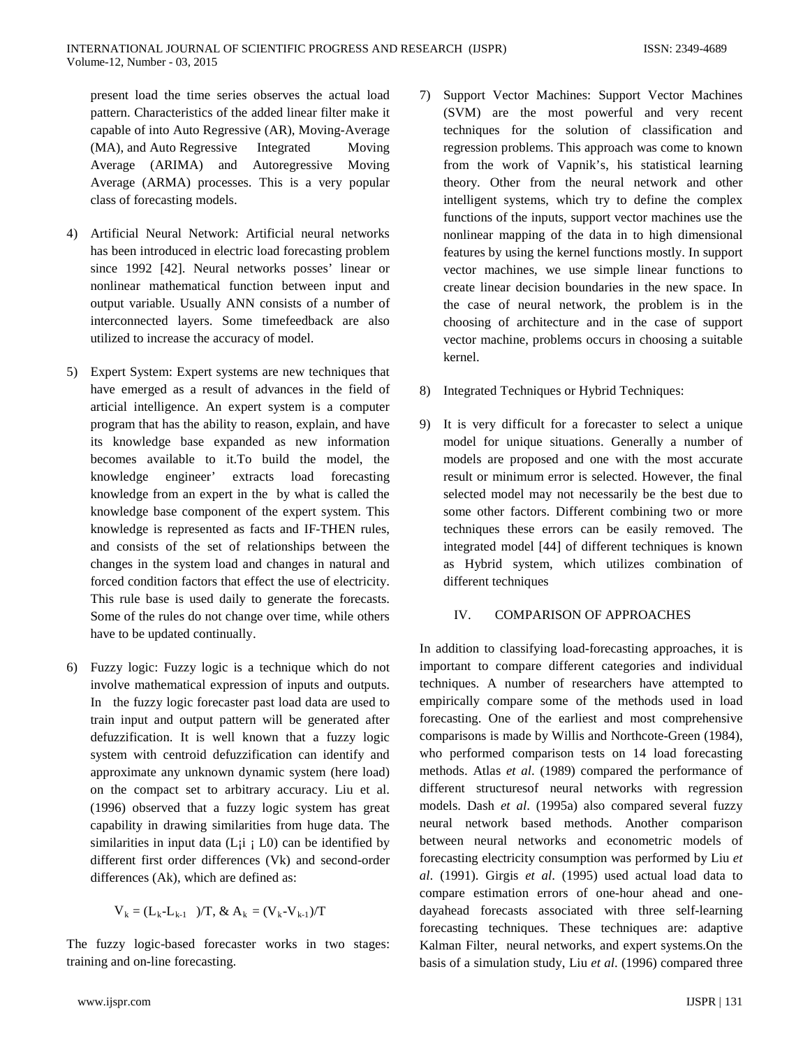present load the time series observes the actual load pattern. Characteristics of the added linear filter make it capable of into Auto Regressive (AR), Moving-Average (MA), and Auto Regressive Integrated Moving Average (ARIMA) and Autoregressive Moving Average (ARMA) processes. This is a very popular class of forecasting models.

4) Artificial Neural Network: Artificial neural networks has been introduced in electric load forecasting problem since 1992 [42]. Neural networks posses' linear or nonlinear mathematical function between input and output variable. Usually ANN consists of a number of interconnected layers. Some timefeedback are also utilized to increase the accuracy of model.

5) Expert System: Expert systems are new techniques that have emerged as a result of advances in the field of articial intelligence. An expert system is a computer program that has the ability to reason, explain, and have its knowledge base expanded as new information becomes available to it.To build the model, the knowledge engineer' extracts load forecasting knowledge from an expert in the by what is called the knowledge base component of the expert system. This knowledge is represented as facts and IF-THEN rules, and consists of the set of relationships between the changes in the system load and changes in natural and forced condition factors that effect the use of electricity. This rule base is used daily to generate the forecasts. Some of the rules do not change over time, while others have to be updated continually.

6) Fuzzy logic: Fuzzy logic is a technique which do not involve mathematical expression of inputs and outputs. In the fuzzy logic forecaster past load data are used to train input and output pattern will be generated after defuzzification. It is well known that a fuzzy logic system with centroid defuzzification can identify and approximate any unknown dynamic system (here load) on the compact set to arbitrary accuracy. Liu et al. (1996) observed that a fuzzy logic system has great capability in drawing similarities from huge data. The similarities in input data ($L_{¡}i$ ¡ L0) can be identified by different first order differences (Vk) and second-order differences (Ak), which are defined as:

$$V_k = (L_k - L_{k-1})/T, \ \& \ A_k = (V_k - V_{k-1})/T$$

The fuzzy logic-based forecaster works in two stages: training and on-line forecasting.

7) Support Vector Machines: Support Vector Machines (SVM) are the most powerful and very recent techniques for the solution of classification and regression problems. This approach was come to known from the work of Vapnik's, his statistical learning theory. Other from the neural network and other intelligent systems, which try to define the complex functions of the inputs, support vector machines use the nonlinear mapping of the data in to high dimensional features by using the kernel functions mostly. In support vector machines, we use simple linear functions to create linear decision boundaries in the new space. In the case of neural network, the problem is in the choosing of architecture and in the case of support vector machine, problems occurs in choosing a suitable kernel.

8) Integrated Techniques or Hybrid Techniques:

9) It is very difficult for a forecaster to select a unique model for unique situations. Generally a number of models are proposed and one with the most accurate result or minimum error is selected. However, the final selected model may not necessarily be the best due to some other factors. Different combining two or more techniques these errors can be easily removed. The integrated model [44] of different techniques is known as Hybrid system, which utilizes combination of different techniques

## IV. COMPARISON OF APPROACHES

In addition to classifying load-forecasting approaches, it is important to compare different categories and individual techniques. A number of researchers have attempted to empirically compare some of the methods used in load forecasting. One of the earliest and most comprehensive comparisons is made by Willis and Northcote-Green (1984), who performed comparison tests on 14 load forecasting methods. Atlas *et al*. (1989) compared the performance of different structuresof neural networks with regression models. Dash *et al*. (1995a) also compared several fuzzy neural network based methods. Another comparison between neural networks and econometric models of forecasting electricity consumption was performed by Liu *et al*. (1991). Girgis *et al*. (1995) used actual load data to compare estimation errors of one-hour ahead and one-dayahead forecasts associated with three self-learning forecasting techniques. These techniques are: adaptive Kalman Filter, neural networks, and expert systems.On the basis of a simulation study, Liu *et al*. (1996) compared three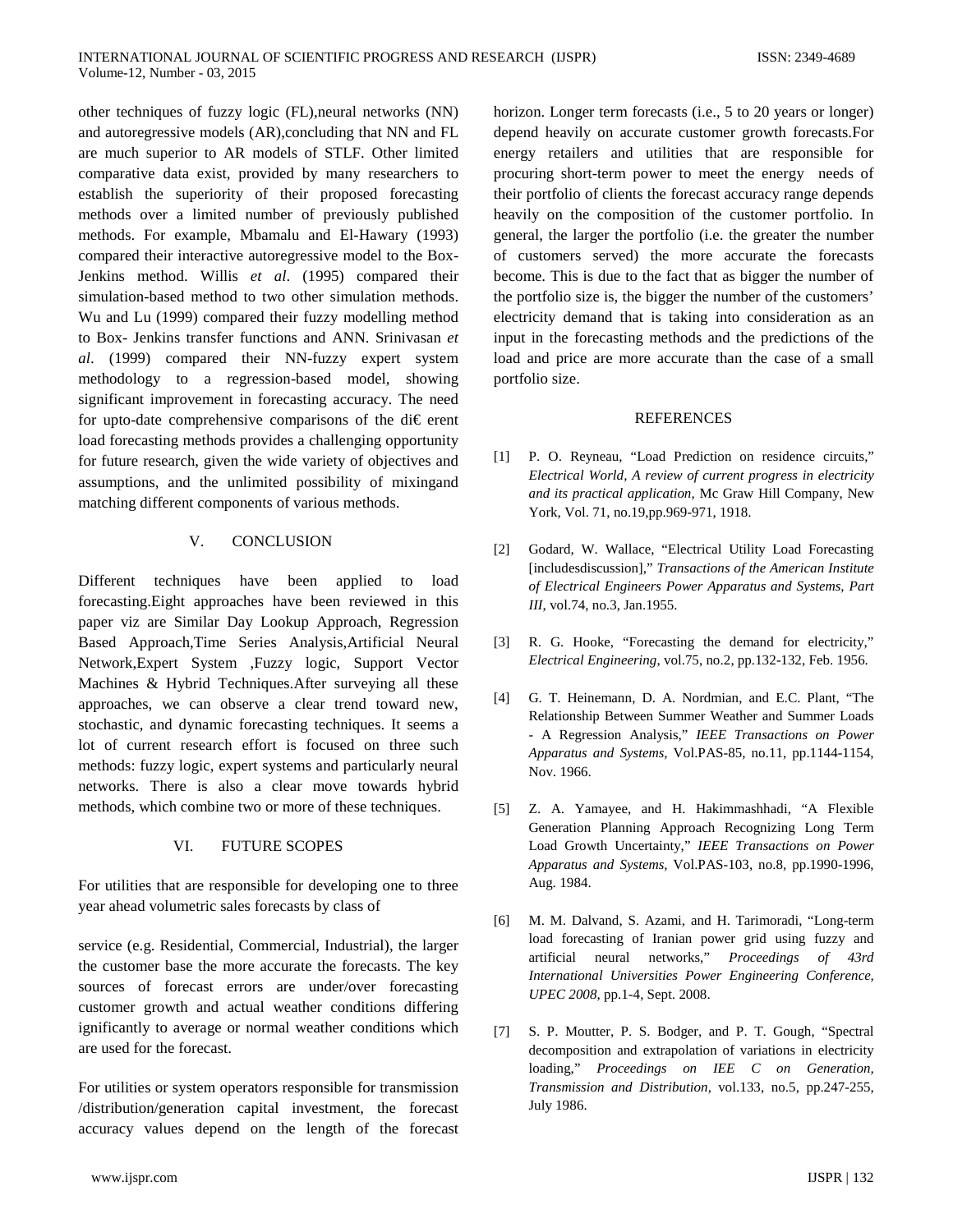other techniques of fuzzy logic (FL),neural networks (NN) and autoregressive models (AR),concluding that NN and FL are much superior to AR models of STLF. Other limited comparative data exist, provided by many researchers to establish the superiority of their proposed forecasting methods over a limited number of previously published methods. For example, Mbamalu and El-Hawary (1993) compared their interactive autoregressive model to the Box-Jenkins method. Willis *et al*. (1995) compared their simulation-based method to two other simulation methods. Wu and Lu (1999) compared their fuzzy modelling method to Box- Jenkins transfer functions and ANN. Srinivasan *et al*. (1999) compared their NN-fuzzy expert system methodology to a regression-based model, showing significant improvement in forecasting accuracy. The need for upto-date comprehensive comparisons of the di€ erent load forecasting methods provides a challenging opportunity for future research, given the wide variety of objectives and assumptions, and the unlimited possibility of mixingand matching different components of various methods.

## V. CONCLUSION

Different techniques have been applied to load forecasting.Eight approaches have been reviewed in this paper viz are Similar Day Lookup Approach, Regression Based Approach,Time Series Analysis,Artificial Neural Network,Expert System ,Fuzzy logic, Support Vector Machines & Hybrid Techniques.After surveying all these approaches, we can observe a clear trend toward new, stochastic, and dynamic forecasting techniques. It seems a lot of current research effort is focused on three such methods: fuzzy logic, expert systems and particularly neural networks. There is also a clear move towards hybrid methods, which combine two or more of these techniques.

## VI. FUTURE SCOPES

For utilities that are responsible for developing one to three year ahead volumetric sales forecasts by class of service (e.g. Residential, Commercial, Industrial), the larger the customer base the more accurate the forecasts. The key sources of forecast errors are under/over forecasting customer growth and actual weather conditions differing ignificantly to average or normal weather conditions which are used for the forecast.

For utilities or system operators responsible for transmission /distribution/generation capital investment, the forecast accuracy values depend on the length of the forecast horizon. Longer term forecasts (i.e., 5 to 20 years or longer) depend heavily on accurate customer growth forecasts.For energy retailers and utilities that are responsible for procuring short-term power to meet the energy needs of their portfolio of clients the forecast accuracy range depends heavily on the composition of the customer portfolio. In general, the larger the portfolio (i.e. the greater the number of customers served) the more accurate the forecasts become. This is due to the fact that as bigger the number of the portfolio size is, the bigger the number of the customers' electricity demand that is taking into consideration as an input in the forecasting methods and the predictions of the load and price are more accurate than the case of a small portfolio size.

## REFERENCES

[1] P. O. Reyneau, "Load Prediction on residence circuits," *Electrical World, A review of current progress in electricity and its practical application*, Mc Graw Hill Company, New York, Vol. 71, no.19,pp.969-971, 1918.

[2] Godard, W. Wallace, "Electrical Utility Load Forecasting [includesdiscussion]," *Transactions of the American Institute of Electrical Engineers Power Apparatus and Systems, Part III*, vol.74, no.3, Jan.1955.

[3] R. G. Hooke, "Forecasting the demand for electricity," *Electrical Engineering*, vol.75, no.2, pp.132-132, Feb. 1956.

[4] G. T. Heinemann, D. A. Nordmian, and E.C. Plant, "The Relationship Between Summer Weather and Summer Loads - A Regression Analysis," *IEEE Transactions on Power Apparatus and Systems*, Vol.PAS-85, no.11, pp.1144-1154, Nov. 1966.

[5] Z. A. Yamayee, and H. Hakimmashhadi, "A Flexible Generation Planning Approach Recognizing Long Term Load Growth Uncertainty," *IEEE Transactions on Power Apparatus and Systems*, Vol.PAS-103, no.8, pp.1990-1996, Aug. 1984.

[6] M. M. Dalvand, S. Azami, and H. Tarimoradi, "Long-term load forecasting of Iranian power grid using fuzzy and artificial neural networks," *Proceedings of 43rd International Universities Power Engineering Conference, UPEC 2008*, pp.1-4, Sept. 2008.

[7] S. P. Moutter, P. S. Bodger, and P. T. Gough, "Spectral decomposition and extrapolation of variations in electricity loading," *Proceedings on IEE C on Generation, Transmission and Distribution*, vol.133, no.5, pp.247-255, July 1986.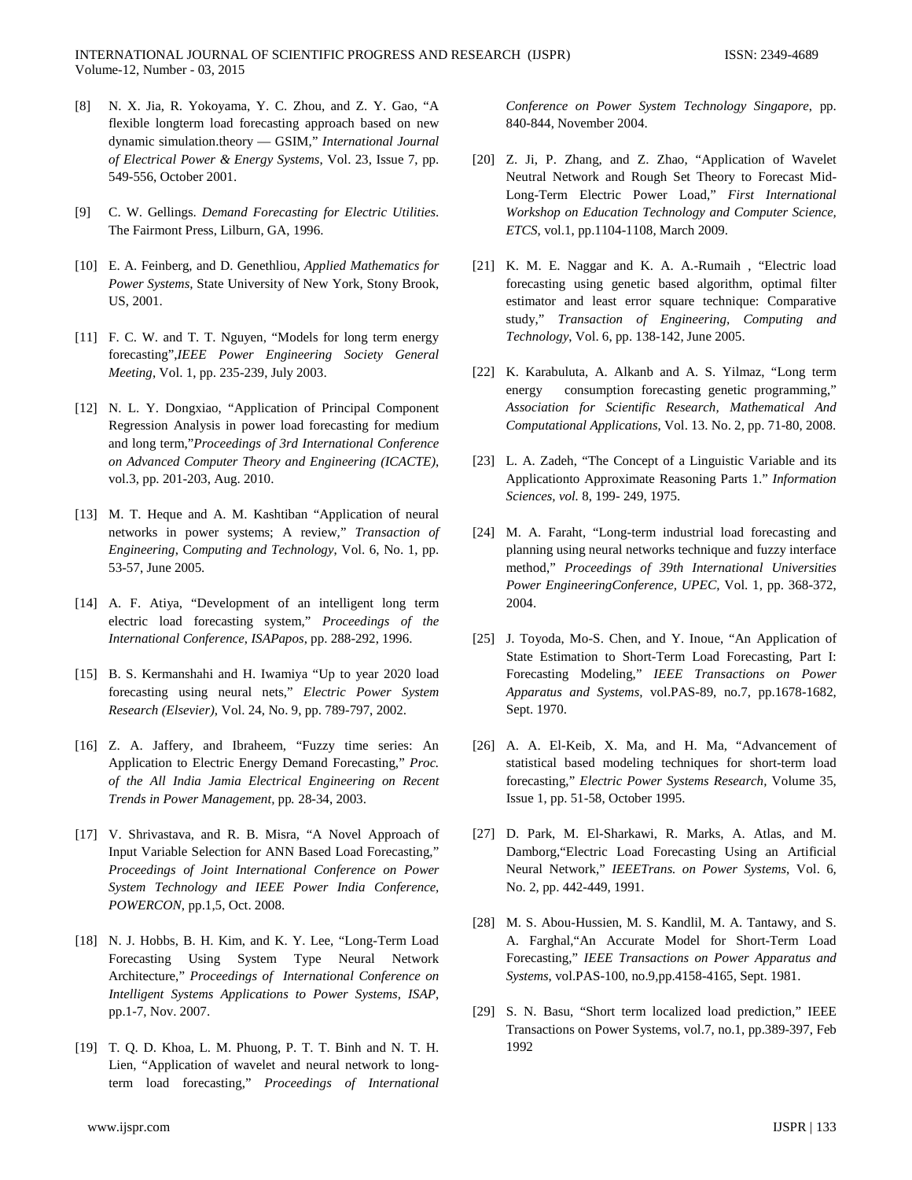[8] N. X. Jia, R. Yokoyama, Y. C. Zhou, and Z. Y. Gao, "A flexible longterm load forecasting approach based on new dynamic simulation.theory — GSIM," *International Journal of Electrical Power & Energy Systems*, Vol. 23, Issue 7, pp. 549-556, October 2001.

[9] C. W. Gellings. *Demand Forecasting for Electric Utilities*. The Fairmont Press, Lilburn, GA, 1996.

[10] E. A. Feinberg, and D. Genethliou, *Applied Mathematics for Power Systems*, State University of New York, Stony Brook, US, 2001.

[11] F. C. W. and T. T. Nguyen, "Models for long term energy forecasting",*IEEE Power Engineering Society General Meeting*, Vol. 1, pp. 235-239, July 2003.

[12] N. L. Y. Dongxiao, "Application of Principal Component Regression Analysis in power load forecasting for medium and long term,"*Proceedings of 3rd International Conference on Advanced Computer Theory and Engineering (ICACTE)*, vol.3, pp. 201-203, Aug. 2010.

[13] M. T. Heque and A. M. Kashtiban "Application of neural networks in power systems; A review," *Transaction of Engineering, Computing and Technology*, Vol. 6, No. 1, pp. 53-57, June 2005.

[14] A. F. Atiya, "Development of an intelligent long term electric load forecasting system," *Proceedings of the International Conference, ISAPapos*, pp. 288-292, 1996.

[15] B. S. Kermanshahi and H. Iwamiya "Up to year 2020 load forecasting using neural nets," *Electric Power System Research (Elsevier)*, Vol. 24, No. 9, pp. 789-797, 2002.

[16] Z. A. Jaffery, and Ibraheem, "Fuzzy time series: An Application to Electric Energy Demand Forecasting," *Proc. of the All India Jamia Electrical Engineering on Recent Trends in Power Management*, pp. 28-34, 2003.

[17] V. Shrivastava, and R. B. Misra, "A Novel Approach of Input Variable Selection for ANN Based Load Forecasting," *Proceedings of Joint International Conference on Power System Technology and IEEE Power India Conference, POWERCON*, pp.1,5, Oct. 2008.

[18] N. J. Hobbs, B. H. Kim, and K. Y. Lee, "Long-Term Load Forecasting Using System Type Neural Network Architecture," *Proceedings of International Conference on Intelligent Systems Applications to Power Systems, ISAP*, pp.1-7, Nov. 2007.

[19] T. Q. D. Khoa, L. M. Phuong, P. T. T. Binh and N. T. H. Lien, "Application of wavelet and neural network to long-term load forecasting," *Proceedings of International Conference on Power System Technology Singapore*, pp. 840-844, November 2004.

[20] Z. Ji, P. Zhang, and Z. Zhao, "Application of Wavelet Neutral Network and Rough Set Theory to Forecast Mid-Long-Term Electric Power Load," *First International Workshop on Education Technology and Computer Science, ETCS*, vol.1, pp.1104-1108, March 2009.

[21] K. M. E. Naggar and K. A. A.-Rumaih , "Electric load forecasting using genetic based algorithm, optimal filter estimator and least error square technique: Comparative study," *Transaction of Engineering, Computing and Technology*, Vol. 6, pp. 138-142, June 2005.

[22] K. Karabuluta, A. Alkanb and A. S. Yilmaz, "Long term energy consumption forecasting genetic programming," *Association for Scientific Research, Mathematical And Computational Applications*, Vol. 13. No. 2, pp. 71-80, 2008.

[23] L. A. Zadeh, "The Concept of a Linguistic Variable and its Applicationto Approximate Reasoning Parts 1." *Information Sciences, vol.* 8, 199- 249, 1975.

[24] M. A. Faraht, "Long-term industrial load forecasting and planning using neural networks technique and fuzzy interface method," *Proceedings of 39th International Universities Power EngineeringConference, UPEC*, Vol. 1, pp. 368-372, 2004.

[25] J. Toyoda, Mo-S. Chen, and Y. Inoue, "An Application of State Estimation to Short-Term Load Forecasting, Part I: Forecasting Modeling," *IEEE Transactions on Power Apparatus and Systems*, vol.PAS-89, no.7, pp.1678-1682, Sept. 1970.

[26] A. A. El-Keib, X. Ma, and H. Ma, "Advancement of statistical based modeling techniques for short-term load forecasting," *Electric Power Systems Research*, Volume 35, Issue 1, pp. 51-58, October 1995.

[27] D. Park, M. El-Sharkawi, R. Marks, A. Atlas, and M. Damborg,"Electric Load Forecasting Using an Artificial Neural Network," *IEEETrans. on Power Systems*, Vol. 6, No. 2, pp. 442-449, 1991.

[28] M. S. Abou-Hussien, M. S. Kandlil, M. A. Tantawy, and S. A. Farghal,"An Accurate Model for Short-Term Load Forecasting," *IEEE Transactions on Power Apparatus and Systems*, vol.PAS-100, no.9,pp.4158-4165, Sept. 1981.

[29] S. N. Basu, "Short term localized load prediction," IEEE Transactions on Power Systems, vol.7, no.1, pp.389-397, Feb 1992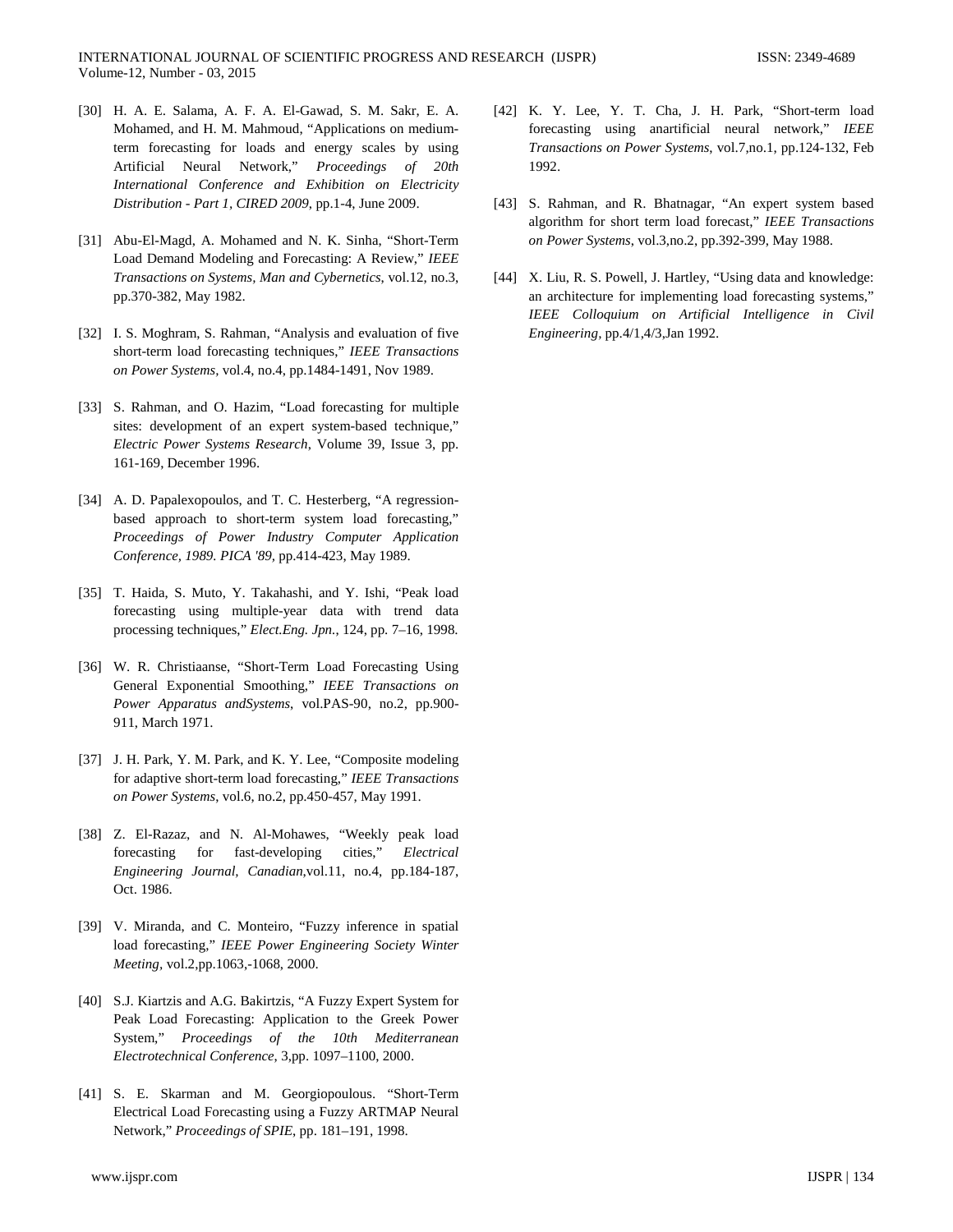[30] H. A. E. Salama, A. F. A. El-Gawad, S. M. Sakr, E. A. Mohamed, and H. M. Mahmoud, "Applications on medium-term forecasting for loads and energy scales by using Artificial Neural Network," *Proceedings of 20th International Conference and Exhibition on Electricity Distribution - Part 1, CIRED 2009*, pp.1-4, June 2009.

[31] Abu-El-Magd, A. Mohamed and N. K. Sinha, "Short-Term Load Demand Modeling and Forecasting: A Review," *IEEE Transactions on Systems, Man and Cybernetics*, vol.12, no.3, pp.370-382, May 1982.

[32] I. S. Moghram, S. Rahman, "Analysis and evaluation of five short-term load forecasting techniques," *IEEE Transactions on Power Systems*, vol.4, no.4, pp.1484-1491, Nov 1989.

[33] S. Rahman, and O. Hazim, "Load forecasting for multiple sites: development of an expert system-based technique," *Electric Power Systems Research*, Volume 39, Issue 3, pp. 161-169, December 1996.

[34] A. D. Papalexopoulos, and T. C. Hesterberg, "A regression-based approach to short-term system load forecasting," *Proceedings of Power Industry Computer Application Conference, 1989. PICA '89*, pp.414-423, May 1989.

[35] T. Haida, S. Muto, Y. Takahashi, and Y. Ishi, "Peak load forecasting using multiple-year data with trend data processing techniques," *Elect.Eng. Jpn.*, 124, pp. 7–16, 1998.

[36] W. R. Christiaanse, "Short-Term Load Forecasting Using General Exponential Smoothing," *IEEE Transactions on Power Apparatus andSystems*, vol.PAS-90, no.2, pp.900-911, March 1971.

[37] J. H. Park, Y. M. Park, and K. Y. Lee, "Composite modeling for adaptive short-term load forecasting," *IEEE Transactions on Power Systems*, vol.6, no.2, pp.450-457, May 1991.

[38] Z. El-Razaz, and N. Al-Mohawes, "Weekly peak load forecasting for fast-developing cities," *Electrical Engineering Journal, Canadian*,vol.11, no.4, pp.184-187, Oct. 1986.

[39] V. Miranda, and C. Monteiro, "Fuzzy inference in spatial load forecasting," *IEEE Power Engineering Society Winter Meeting*, vol.2,pp.1063,-1068, 2000.

[40] S.J. Kiartzis and A.G. Bakirtzis, "A Fuzzy Expert System for Peak Load Forecasting: Application to the Greek Power System," *Proceedings of the 10th Mediterranean Electrotechnical Conference*, 3,pp. 1097–1100, 2000.

[41] S. E. Skarman and M. Georgiopoulous. "Short-Term Electrical Load Forecasting using a Fuzzy ARTMAP Neural Network," *Proceedings of SPIE*, pp. 181–191, 1998.

[42] K. Y. Lee, Y. T. Cha, J. H. Park, "Short-term load forecasting using anartificial neural network," *IEEE Transactions on Power Systems*, vol.7,no.1, pp.124-132, Feb 1992.

[43] S. Rahman, and R. Bhatnagar, "An expert system based algorithm for short term load forecast," *IEEE Transactions on Power Systems*, vol.3,no.2, pp.392-399, May 1988.

[44] X. Liu, R. S. Powell, J. Hartley, "Using data and knowledge: an architecture for implementing load forecasting systems," *IEEE Colloquium on Artificial Intelligence in Civil Engineering*, pp.4/1,4/3,Jan 1992.